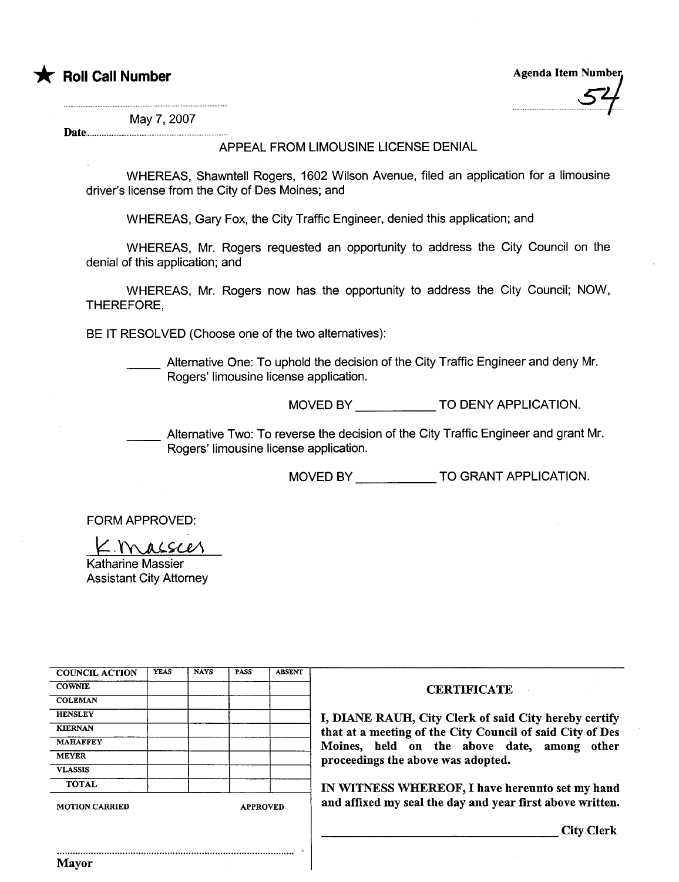★ **Roll Call Number**

**Agenda Item Number** 54

**Date** May 7, 2007

APPEAL FROM LIMOUSINE LICENSE DENIAL

WHEREAS, Shawntell Rogers, 1602 Wilson Avenue, filed an application for a limousine driver's license from the City of Des Moines; and

WHEREAS, Gary Fox, the City Traffic Engineer, denied this application; and

WHEREAS, Mr. Rogers requested an opportunity to address the City Council on the denial of this application; and

WHEREAS, Mr. Rogers now has the opportunity to address the City Council; NOW, THEREFORE,

BE IT RESOLVED (Choose one of the two alternatives):

_____ Alternative One: To uphold the decision of the City Traffic Engineer and deny Mr. Rogers' limousine license application.

MOVED BY ___________ TO DENY APPLICATION.

_____ Alternative Two: To reverse the decision of the City Traffic Engineer and grant Mr. Rogers' limousine license application.

MOVED BY ___________ TO GRANT APPLICATION.

FORM APPROVED:

K. Massier
Katharine Massier
Assistant City Attorney

| COUNCIL ACTION | YEAS | NAYS | PASS | ABSENT |
|---|---|---|---|---|
| COWNIE | | | | |
| COLEMAN | | | | |
| HENSLEY | | | | |
| KIERNAN | | | | |
| MAHAFFEY | | | | |
| MEYER | | | | |
| VLASSIS | | | | |
| TOTAL | | | | |

MOTION CARRIED APPROVED

Mayor

**CERTIFICATE**

**I, DIANE RAUH, City Clerk of said City hereby certify that at a meeting of the City Council of said City of Des Moines, held on the above date, among other proceedings the above was adopted.**

**IN WITNESS WHEREOF, I have hereunto set my hand and affixed my seal the day and year first above written.**

_______________________________ **City Clerk**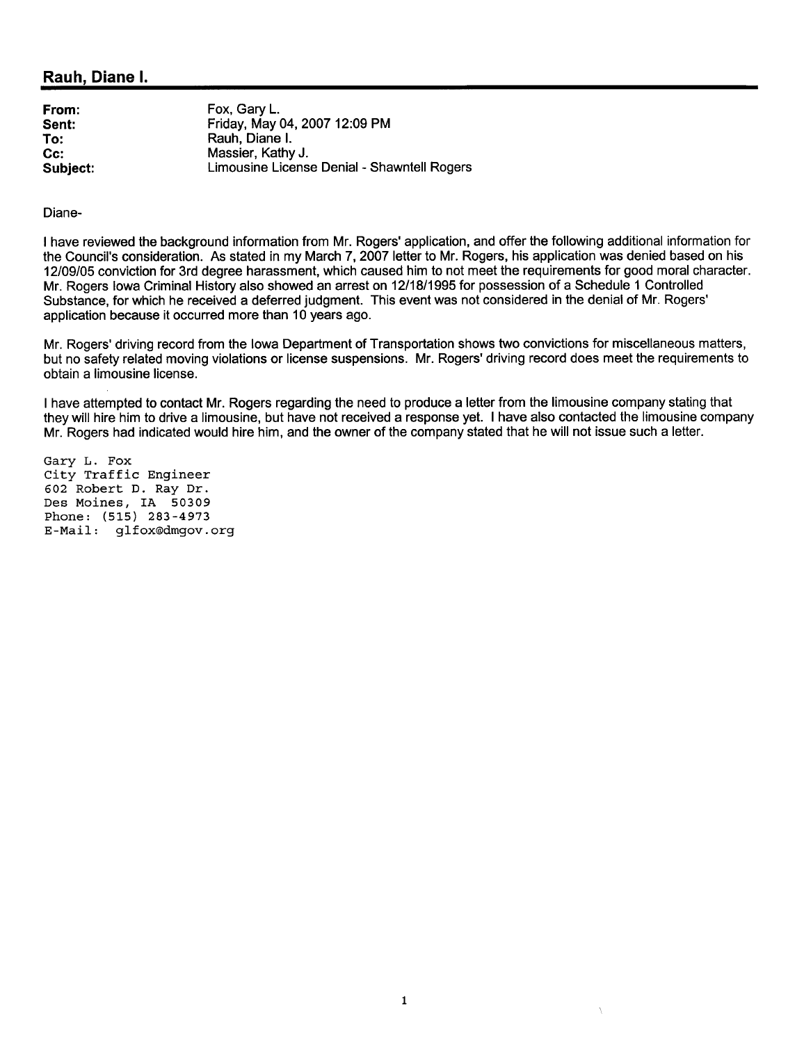## Rauh, Diane I.

| | |
|---|---|
| **From:** | Fox, Gary L. |
| **Sent:** | Friday, May 04, 2007 12:09 PM |
| **To:** | Rauh, Diane I. |
| **Cc:** | Massier, Kathy J. |
| **Subject:** | Limousine License Denial - Shawntell Rogers |

Diane-

I have reviewed the background information from Mr. Rogers' application, and offer the following additional information for the Council's consideration. As stated in my March 7, 2007 letter to Mr. Rogers, his application was denied based on his 12/09/05 conviction for 3rd degree harassment, which caused him to not meet the requirements for good moral character. Mr. Rogers Iowa Criminal History also showed an arrest on 12/18/1995 for possession of a Schedule 1 Controlled Substance, for which he received a deferred judgment. This event was not considered in the denial of Mr. Rogers' application because it occurred more than 10 years ago.

Mr. Rogers' driving record from the Iowa Department of Transportation shows two convictions for miscellaneous matters, but no safety related moving violations or license suspensions. Mr. Rogers' driving record does meet the requirements to obtain a limousine license.

I have attempted to contact Mr. Rogers regarding the need to produce a letter from the limousine company stating that they will hire him to drive a limousine, but have not received a response yet. I have also contacted the limousine company Mr. Rogers had indicated would hire him, and the owner of the company stated that he will not issue such a letter.

Gary L. Fox
City Traffic Engineer
602 Robert D. Ray Dr.
Des Moines, IA 50309
Phone: (515) 283-4973
E-Mail: glfox@dmgov.org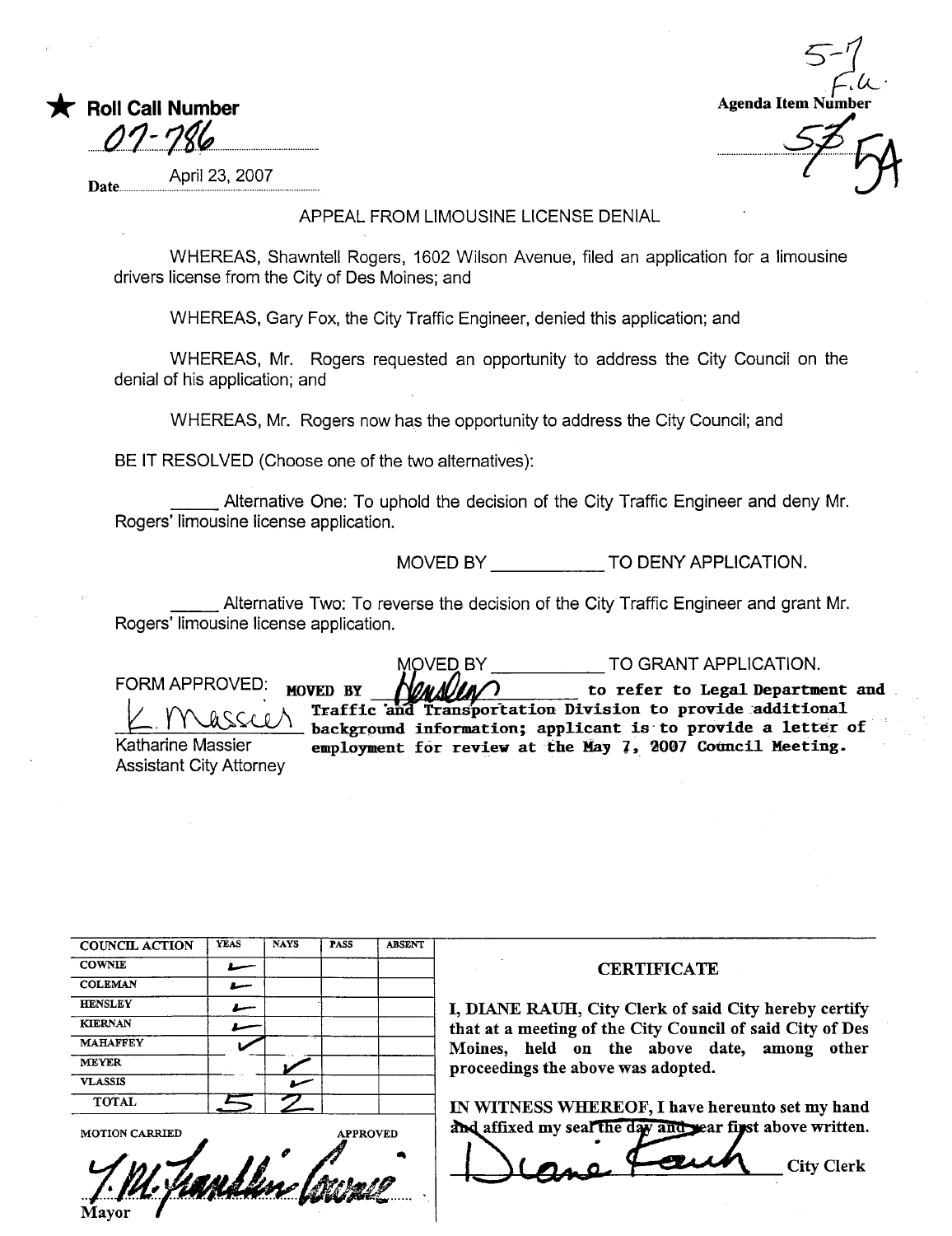★ **Roll Call Number**

07-786

Date April 23, 2007

Agenda Item Number

5-7 F.a.

57 5A

APPEAL FROM LIMOUSINE LICENSE DENIAL

WHEREAS, Shawntell Rogers, 1602 Wilson Avenue, filed an application for a limousine drivers license from the City of Des Moines; and

WHEREAS, Gary Fox, the City Traffic Engineer, denied this application; and

WHEREAS, Mr. Rogers requested an opportunity to address the City Council on the denial of his application; and

WHEREAS, Mr. Rogers now has the opportunity to address the City Council; and

BE IT RESOLVED (Choose one of the two alternatives):

_____ Alternative One: To uphold the decision of the City Traffic Engineer and deny Mr. Rogers' limousine license application.

MOVED BY ___________ TO DENY APPLICATION.

_____ Alternative Two: To reverse the decision of the City Traffic Engineer and grant Mr. Rogers' limousine license application.

MOVED BY ___________ TO GRANT APPLICATION.

FORM APPROVED:

**MOVED BY** Hensley **to refer to Legal Department and Traffic and Transportation Division to provide additional background information; applicant is to provide a letter of employment for review at the May 7, 2007 Council Meeting.**

K. Massier

Katharine Massier
Assistant City Attorney

| COUNCIL ACTION | YEAS | NAYS | PASS | ABSENT |
|---|---|---|---|---|
| COWNIE | ✓ | | | |
| COLEMAN | ✓ | | | |
| HENSLEY | ✓ | | | |
| KIERNAN | ✓ | | | |
| MAHAFFEY | ✓ | | | |
| MEYER | | ✓ | | |
| VLASSIS | | ✓ | | |
| TOTAL | 5 | 2 | | |

MOTION CARRIED APPROVED

T.M. Franklin Cownie

Mayor

**CERTIFICATE**

I, DIANE RAUH, City Clerk of said City hereby certify that at a meeting of the City Council of said City of Des Moines, held on the above date, among other proceedings the above was adopted.

IN WITNESS WHEREOF, I have hereunto set my hand and affixed my seal the day and year first above written.

Diane Rauh City Clerk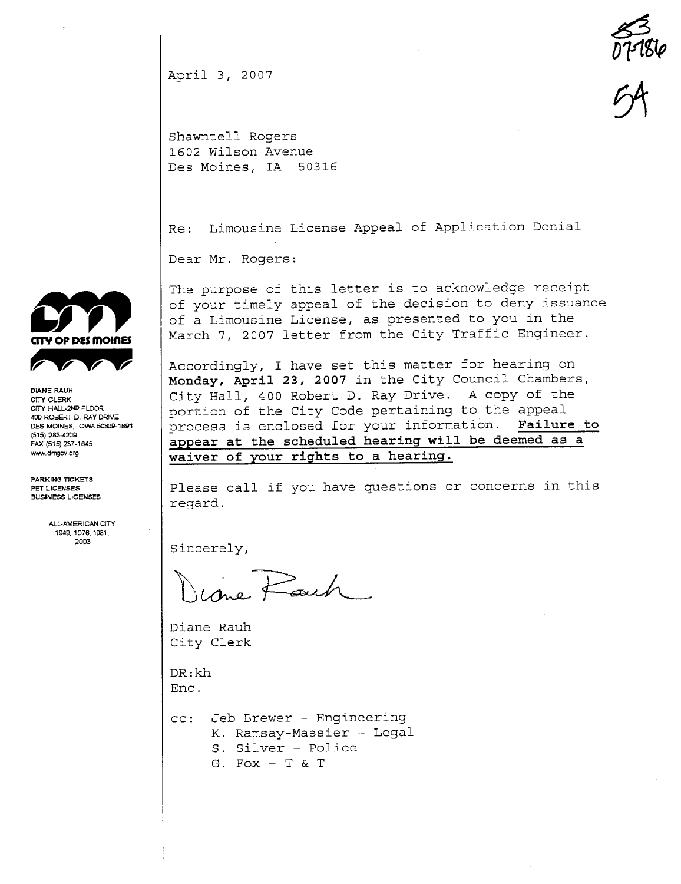83
07-1866

54

**CITY OF DES MOINES**

DIANE RAUH
CITY CLERK
CITY HALL-2ND FLOOR
400 ROBERT D. RAY DRIVE
DES MOINES, IOWA 50309-1891
(515) 283-4209
FAX (515) 237-1645
www.dmgov.org

PARKING TICKETS
PET LICENSES
BUSINESS LICENSES

ALL-AMERICAN CITY
1949, 1976, 1981,
2003

April 3, 2007

Shawntell Rogers
1602 Wilson Avenue
Des Moines, IA 50316

Re: Limousine License Appeal of Application Denial

Dear Mr. Rogers:

The purpose of this letter is to acknowledge receipt of your timely appeal of the decision to deny issuance of a Limousine License, as presented to you in the March 7, 2007 letter from the City Traffic Engineer.

Accordingly, I have set this matter for hearing on **Monday, April 23, 2007** in the City Council Chambers, City Hall, 400 Robert D. Ray Drive. A copy of the portion of the City Code pertaining to the appeal process is enclosed for your information. **Failure to appear at the scheduled hearing will be deemed as a waiver of your rights to a hearing.**

Please call if you have questions or concerns in this regard.

Sincerely,

Diane Rauh

Diane Rauh
City Clerk

DR:kh
Enc.

cc: Jeb Brewer - Engineering
K. Ramsay-Massier - Legal
S. Silver - Police
G. Fox - T & T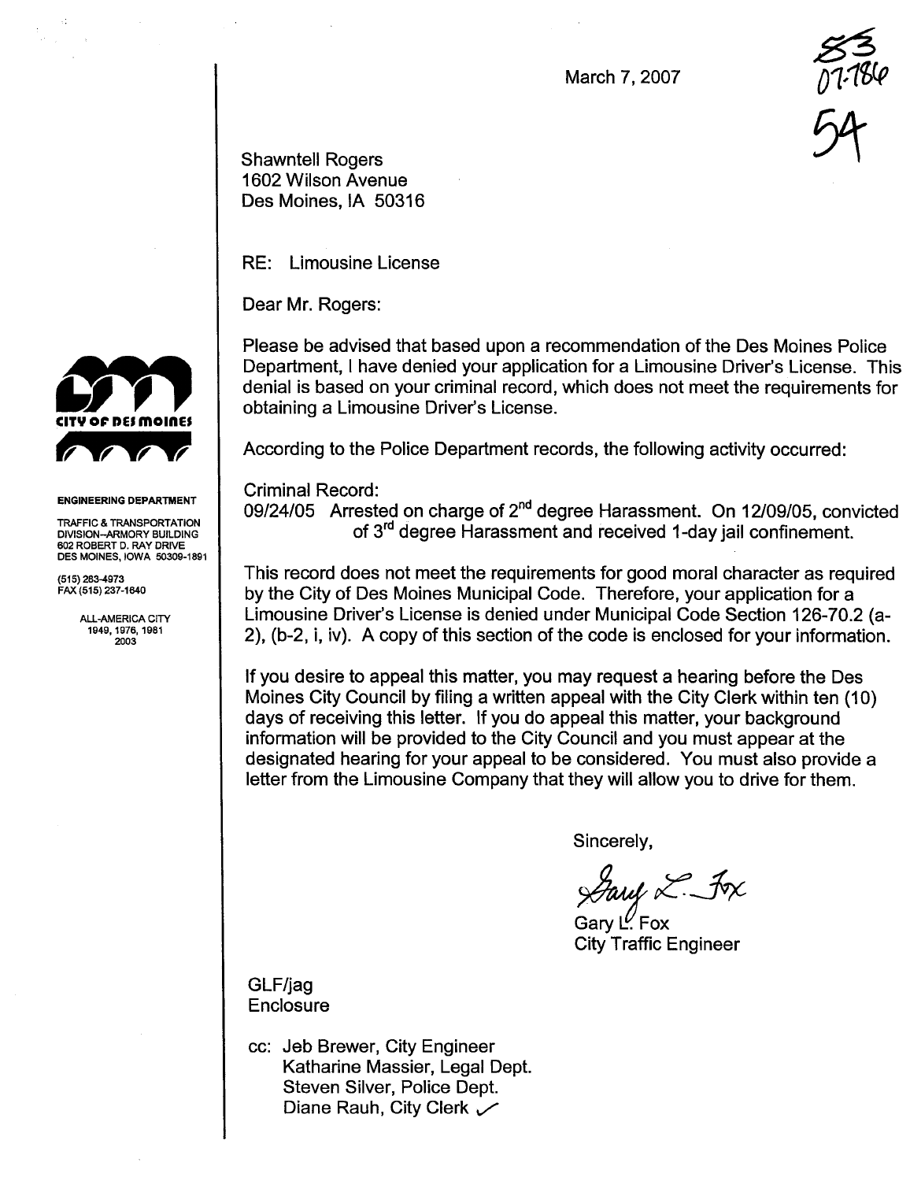March 7, 2007

53
07-786
54

Shawntell Rogers
1602 Wilson Avenue
Des Moines, IA 50316

**CITY OF DES MOINES**

**ENGINEERING DEPARTMENT**

TRAFFIC & TRANSPORTATION DIVISION–ARMORY BUILDING
602 ROBERT D. RAY DRIVE
DES MOINES, IOWA 50309-1891

(515) 283-4973
FAX (515) 237-1640

ALL-AMERICA CITY
1949, 1976, 1981
2003

RE: Limousine License

Dear Mr. Rogers:

Please be advised that based upon a recommendation of the Des Moines Police Department, I have denied your application for a Limousine Driver's License. This denial is based on your criminal record, which does not meet the requirements for obtaining a Limousine Driver's License.

According to the Police Department records, the following activity occurred:

Criminal Record:
09/24/05 Arrested on charge of 2nd degree Harassment. On 12/09/05, convicted of 3rd degree Harassment and received 1-day jail confinement.

This record does not meet the requirements for good moral character as required by the City of Des Moines Municipal Code. Therefore, your application for a Limousine Driver's License is denied under Municipal Code Section 126-70.2 (a-2), (b-2, i, iv). A copy of this section of the code is enclosed for your information.

If you desire to appeal this matter, you may request a hearing before the Des Moines City Council by filing a written appeal with the City Clerk within ten (10) days of receiving this letter. If you do appeal this matter, your background information will be provided to the City Council and you must appear at the designated hearing for your appeal to be considered. You must also provide a letter from the Limousine Company that they will allow you to drive for them.

Sincerely,

Gary L. Fox

Gary L. Fox
City Traffic Engineer

GLF/jag
Enclosure

cc: Jeb Brewer, City Engineer
Katharine Massier, Legal Dept.
Steven Silver, Police Dept.
Diane Rauh, City Clerk ✓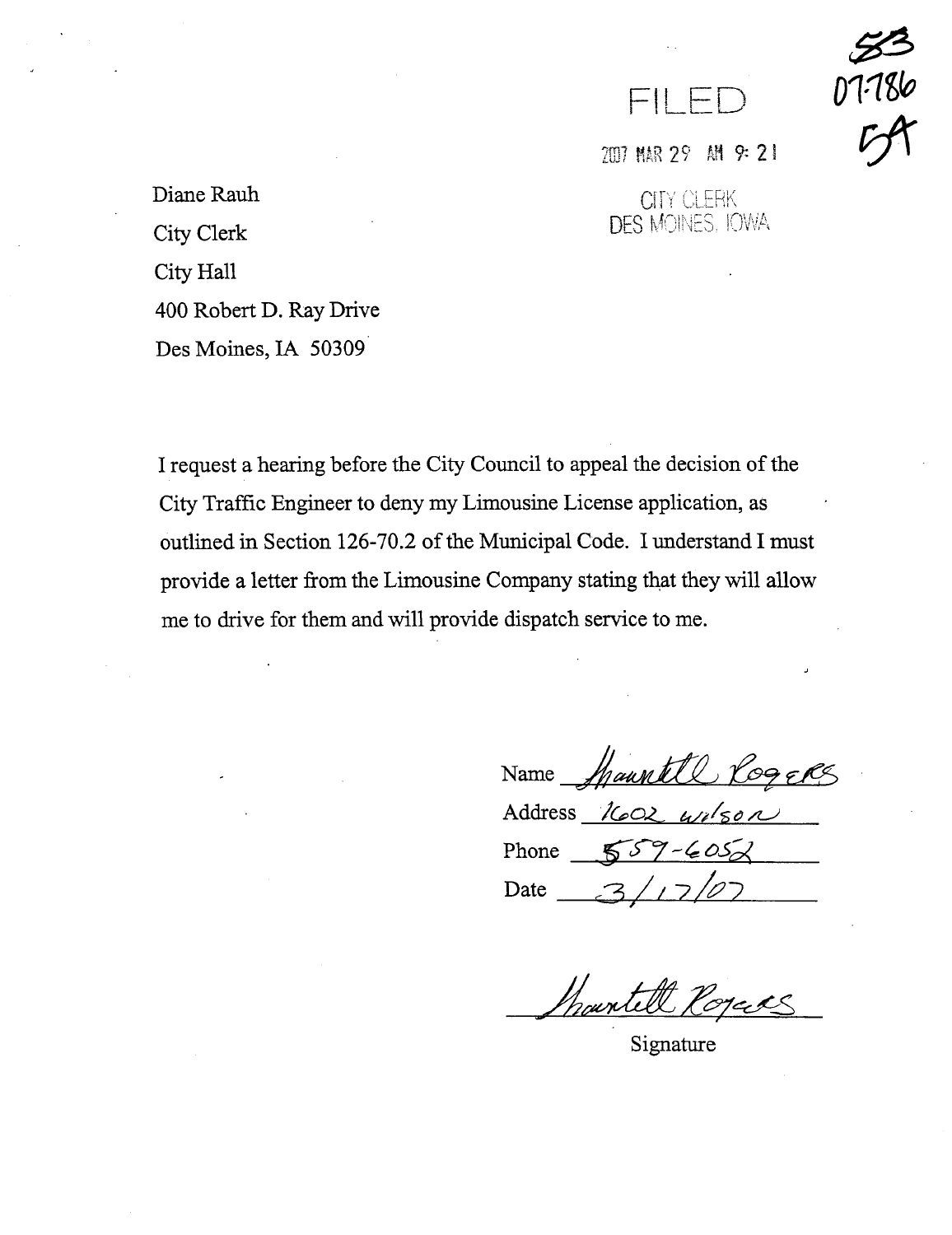FILED

2007 MAR 29 AM 9: 21

CITY CLERK
DES MOINES, IOWA

53
07-786
5A

Diane Rauh
City Clerk
City Hall
400 Robert D. Ray Drive
Des Moines, IA 50309

I request a hearing before the City Council to appeal the decision of the City Traffic Engineer to deny my Limousine License application, as outlined in Section 126-70.2 of the Municipal Code. I understand I must provide a letter from the Limousine Company stating that they will allow me to drive for them and will provide dispatch service to me.

Name Shauntell Rogers
Address 1602 Wilson
Phone 559-6052
Date 3/17/07

Shauntell Rogers
Signature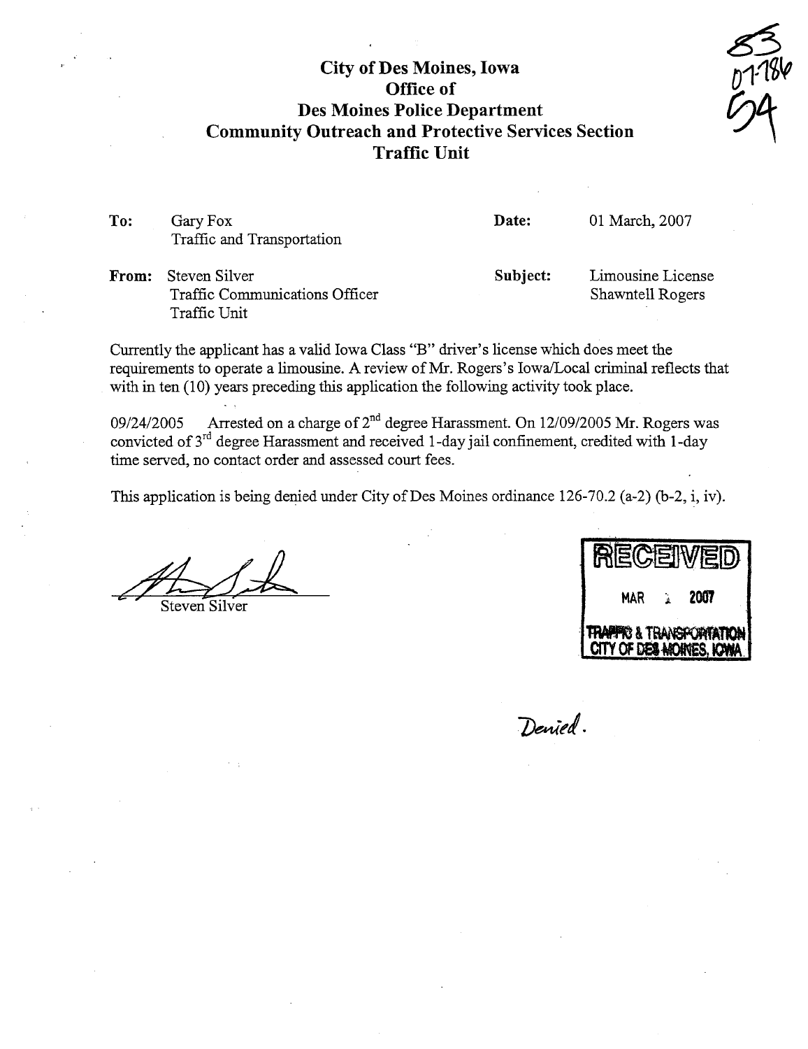# City of Des Moines, Iowa
## Office of
## Des Moines Police Department
## Community Outreach and Protective Services Section
## Traffic Unit

83
07-786
54

| | | | |
|---|---|---|---|
| **To:** | Gary Fox<br>Traffic and Transportation | **Date:** | 01 March, 2007 |
| **From:** | Steven Silver<br>Traffic Communications Officer<br>Traffic Unit | **Subject:** | Limousine License<br>Shawntell Rogers |

Currently the applicant has a valid Iowa Class "B" driver's license which does meet the requirements to operate a limousine. A review of Mr. Rogers's Iowa/Local criminal reflects that with in ten (10) years preceding this application the following activity took place.

09/24/2005 Arrested on a charge of 2nd degree Harassment. On 12/09/2005 Mr. Rogers was convicted of 3rd degree Harassment and received 1-day jail confinement, credited with 1-day time served, no contact order and assessed court fees.

This application is being denied under City of Des Moines ordinance 126-70.2 (a-2) (b-2, i, iv).

Steven Silver

RECEIVED
MAR 1 2007
TRAFFIC & TRANSPORTATION
CITY OF DES MOINES, IOWA

Denied.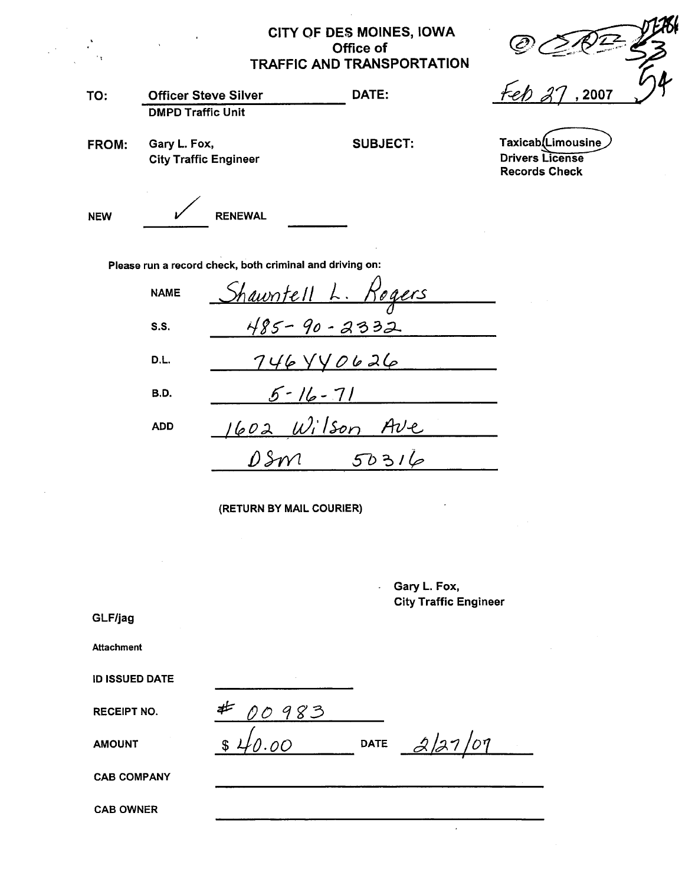# CITY OF DES MOINES, IOWA
## Office of
## TRAFFIC AND TRANSPORTATION

07-786
53
54

**TO:** Officer Steve Silver
DMPD Traffic Unit

**DATE:** Feb 27, 2007

**FROM:** Gary L. Fox,
City Traffic Engineer

**SUBJECT:** Taxicab/Limousine
Drivers License
Records Check

NEW ✓ RENEWAL ______

Please run a record check, both criminal and driving on:

| | |
|---|---|
| NAME | Shawntell L. Rogers |
| S.S. | 485-90-2332 |
| D.L. | 746YY0626 |
| B.D. | 5-16-71 |
| ADD | 1602 Wilson Ave |
| | DSM 50316 |

(RETURN BY MAIL COURIER)

Gary L. Fox,
City Traffic Engineer

GLF/jag

Attachment

ID ISSUED DATE ______________

RECEIPT NO. # 00983

AMOUNT $ 40.00 DATE 2/27/07

CAB COMPANY ______________

CAB OWNER ______________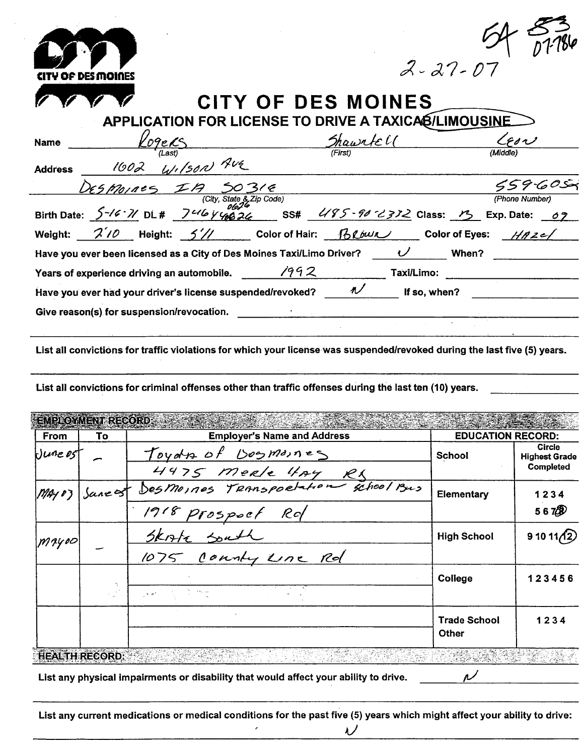CITY OF DES MOINES

54 83
07-786

2-27-07

# CITY OF DES MOINES

## APPLICATION FOR LICENSE TO DRIVE A TAXICAB/LIMOUSINE

Name: Rogers (Last) Shawntell (First) Leon (Middle)

Address: 1602 Wilson Ave

Des Moines IA 50316 (City, State & Zip Code) 559-6058 (Phone Number)

Birth Date: 5-16-71 DL # 746Y40626 (0626) SS# 485-90-2332 Class: B Exp. Date: 09

Weight: 210 Height: 5'11 Color of Hair: Brown Color of Eyes: Hazel

Have you ever been licensed as a City of Des Moines Taxi/Limo Driver? ✓ When?

Years of experience driving an automobile. 1992 Taxi/Limo:

Have you ever had your driver's license suspended/revoked? N If so, when?

Give reason(s) for suspension/revocation.

List all convictions for traffic violations for which your license was suspended/revoked during the last five (5) years.

List all convictions for criminal offenses other than traffic offenses during the last ten (10) years.

| EMPLOYMENT RECORD: | | | EDUCATION RECORD: | |
|---|---|---|---|---|
| From | To | Employer's Name and Address | School | Circle Highest Grade Completed |
| June 05 | – | Toyota of Des Moines<br>4475 Merle Hay Rd | | |
| May 03 | June 05 | Des Moines Transportation School Bus<br>1918 Prospect Rd | Elementary | 1 2 3 4<br>5 6 7 (8) |
| May 00 | – | Skate South<br>1075 County Line Rd | High School | 9 10 11 (12) |
| | | | College | 1 2 3 4 5 6 |
| | | | Trade School<br>Other | 1 2 3 4 |

HEALTH RECORD:

List any physical impairments or disability that would affect your ability to drive. N

List any current medications or medical conditions for the past five (5) years which might affect your ability to drive: N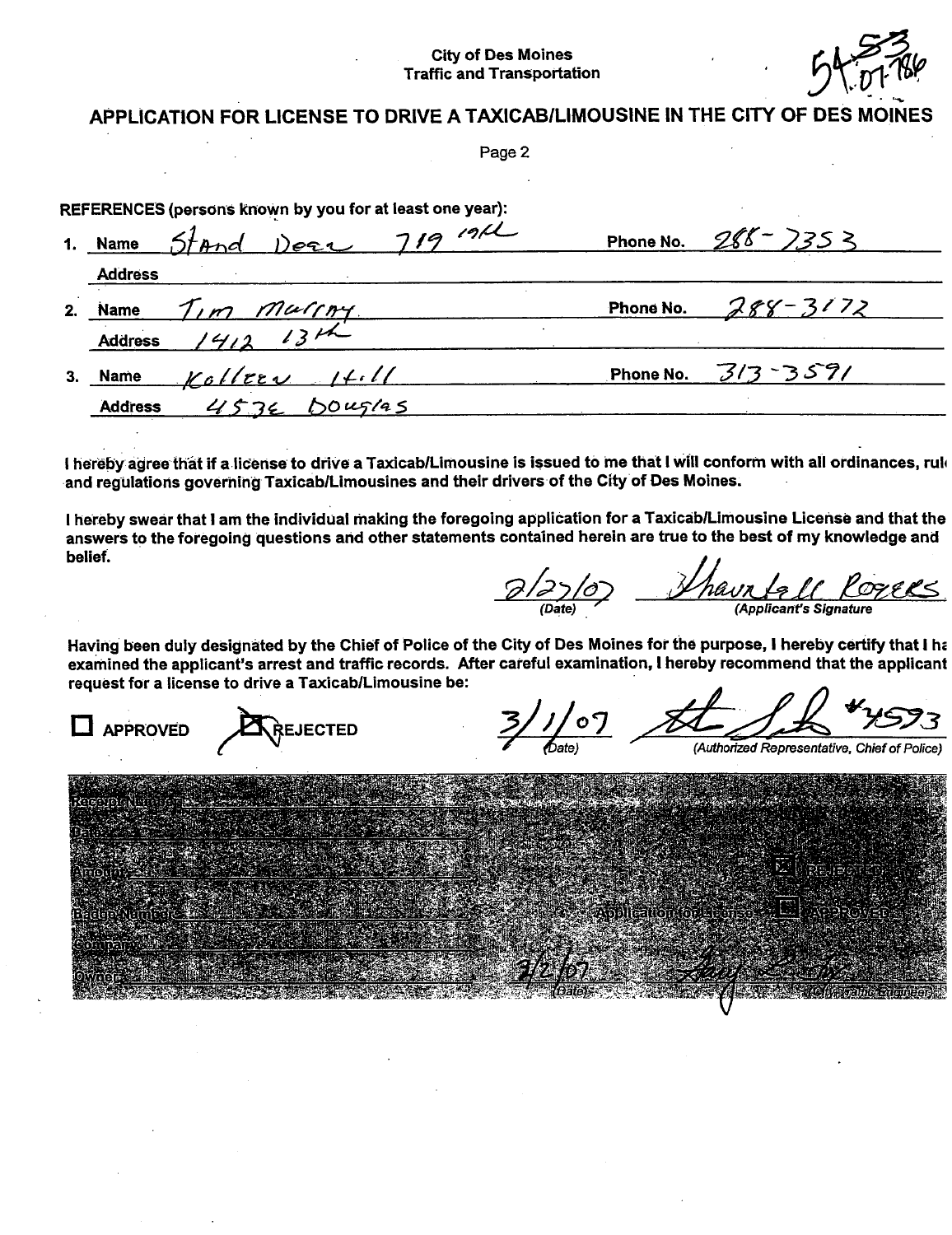City of Des Moines
Traffic and Transportation

54 53
07-786

# APPLICATION FOR LICENSE TO DRIVE A TAXICAB/LIMOUSINE IN THE CITY OF DES MOINES

Page 2

**REFERENCES (persons known by you for at least one year):**

1. **Name** Stand Dean 719 19th **Phone No.** 288-7353
   **Address**
2. **Name** Tim Murray **Phone No.** 288-3172
   **Address** 1412 13th
3. **Name** Kolleen Hill **Phone No.** 313-3591
   **Address** 4536 Douglas

**I hereby agree that if a license to drive a Taxicab/Limousine is issued to me that I will conform with all ordinances, rul and regulations governing Taxicab/Limousines and their drivers of the City of Des Moines.**

**I hereby swear that I am the individual making the foregoing application for a Taxicab/Limousine License and that the answers to the foregoing questions and other statements contained herein are true to the best of my knowledge and belief.**

2/27/07 (Date) — Shauntell Rogers (Applicant's Signature)

**Having been duly designated by the Chief of Police of the City of Des Moines for the purpose, I hereby certify that I ha examined the applicant's arrest and traffic records. After careful examination, I hereby recommend that the applicant request for a license to drive a Taxicab/Limousine be:**

☐ APPROVED ☒ REJECTED

3/1/07 (Date) — [signature] #4593 (Authorized Representative, Chief of Police)

Receipt Number:
Date:
Amount:
Badge Number:
Company:
Owner:

Application for License: ☒ REJECTED ☐ APPROVED

3/2/07 (Date) — [signature] (City Traffic Engineer)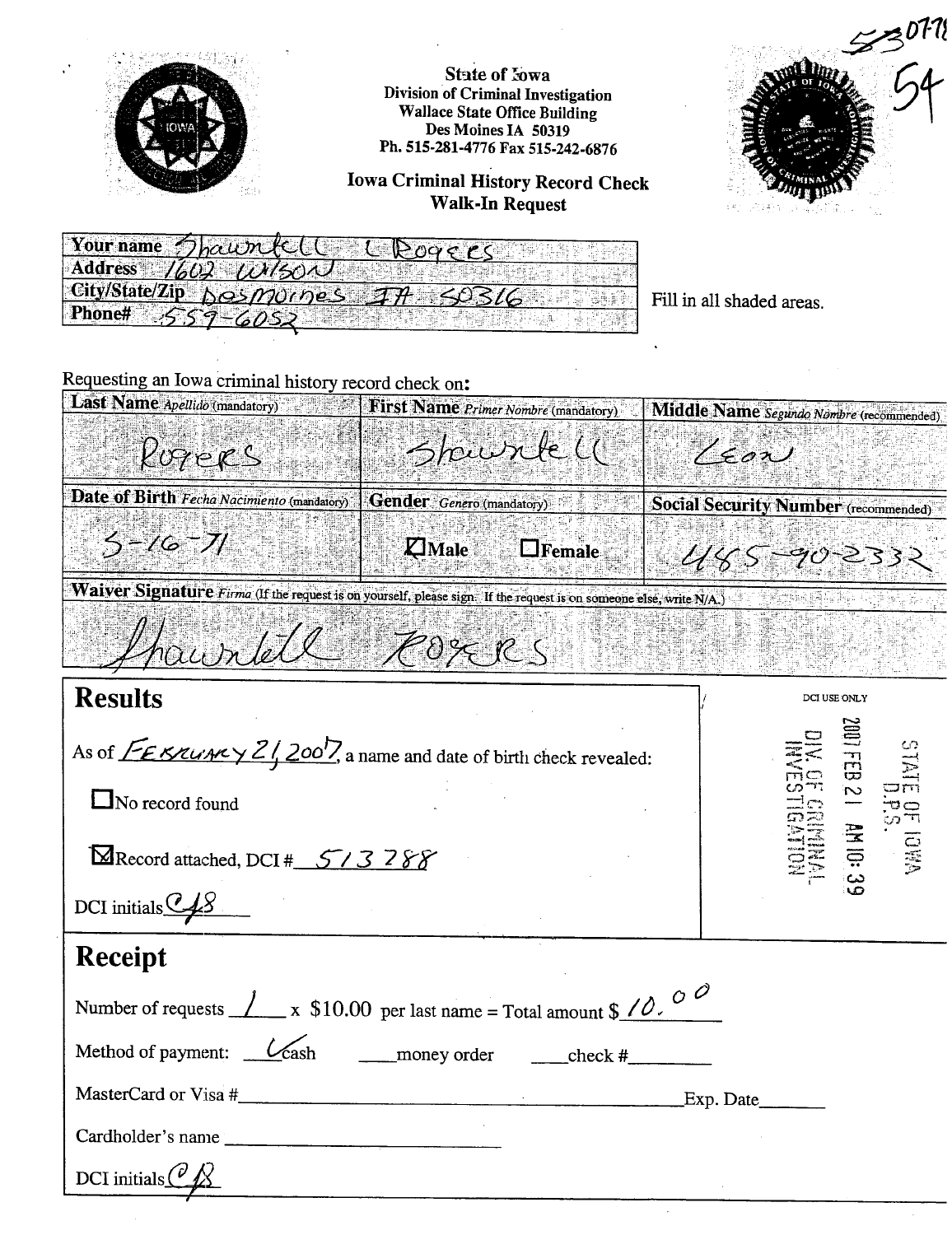53 07-72
54

**State of Iowa**
**Division of Criminal Investigation**
**Wallace State Office Building**
**Des Moines IA 50319**
**Ph. 515-281-4776 Fax 515-242-6876**

## Iowa Criminal History Record Check
## Walk-In Request

| | |
|---|---|
| **Your name** | Shawntell L Rogers |
| **Address** | 1602 Wilson |
| **City/State/Zip** | Des Moines IA 50316 |
| **Phone#** | 559-6052 |

Fill in all shaded areas.

Requesting an Iowa criminal history record check on:

| **Last Name** *Apellido* (mandatory) | **First Name** *Primer Nombre* (mandatory) | **Middle Name** *Segundo Nombre* (recommended) |
|---|---|---|
| Rogers | Shawntell | Leon |
| **Date of Birth** *Fecha Nacimiento* (mandatory) | **Gender** *Genero* (mandatory) | **Social Security Number** (recommended) |
| 5-16-71 | ☒ Male ☐ Female | 485-90-2332 |

**Waiver Signature** *Firma* (If the request is on yourself, please sign. If the request is on someone else, write N/A.)

Shawntell Rogers

## Results

As of February 21, 2007, a name and date of birth check revealed:

☐ No record found

☒ Record attached, DCI # 513288

DCI initials CJB

DCI USE ONLY

2007 FEB 21 AM 10:39
STATE OF IOWA D.P.S.
DIV. OF CRIMINAL INVESTIGATION

## Receipt

Number of requests 1 x $10.00 per last name = Total amount $ 10.00

Method of payment: ✓ cash ____ money order ____ check #________

MasterCard or Visa #________________________ Exp. Date_______

Cardholder's name ________________________

DCI initials CJB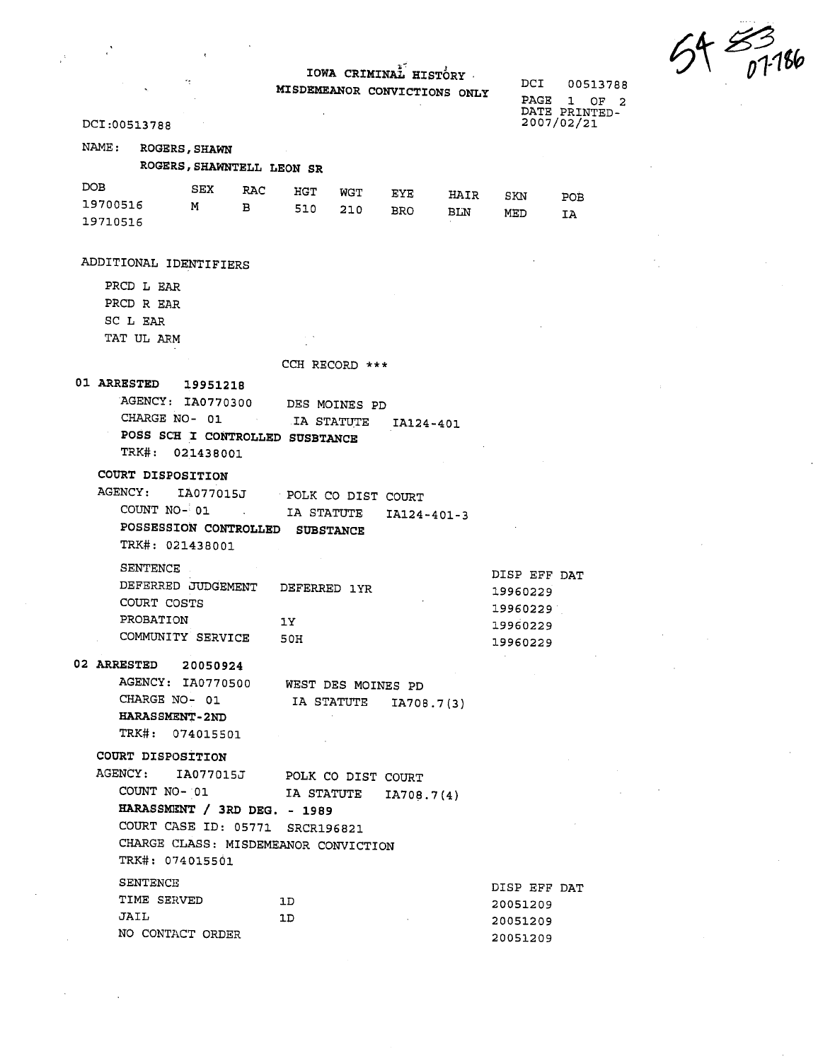54 ~~53~~ 07-786

# IOWA CRIMINAL HISTORY
## MISDEMEANOR CONVICTIONS ONLY

DCI 00513788
PAGE 1 OF 2
DATE PRINTED-
2007/02/21

DCI:00513788

NAME: ROGERS,SHAWN
ROGERS,SHAWNTELL LEON SR

| DOB | SEX | RAC | HGT | WGT | EYE | HAIR | SKN | POB |
|---|---|---|---|---|---|---|---|---|
| 19700516 | M | B | 510 | 210 | BRO | BLN | MED | IA |
| 19710516 | | | | | | | | |

ADDITIONAL IDENTIFIERS

PRCD L EAR
PRCD R EAR
SC L EAR
TAT UL ARM

CCH RECORD ***

**01 ARRESTED** 19951218
AGENCY: IA0770300 DES MOINES PD
CHARGE NO- 01 IA STATUTE IA124-401
**POSS SCH I CONTROLLED SUSBTANCE**
TRK#: 021438001

**COURT DISPOSITION**
AGENCY: IA077015J POLK CO DIST COURT
COUNT NO- 01 IA STATUTE IA124-401-3
**POSSESSION CONTROLLED SUBSTANCE**
TRK#: 021438001

| SENTENCE | | DISP EFF DAT |
|---|---|---|
| DEFERRED JUDGEMENT | DEFERRED 1YR | 19960229 |
| COURT COSTS | | 19960229 |
| PROBATION | 1Y | 19960229 |
| COMMUNITY SERVICE | 50H | 19960229 |

**02 ARRESTED** 20050924
AGENCY: IA0770500 WEST DES MOINES PD
CHARGE NO- 01 IA STATUTE IA708.7(3)
**HARASSMENT-2ND**
TRK#: 074015501

**COURT DISPOSITION**
AGENCY: IA077015J POLK CO DIST COURT
COUNT NO- 01 IA STATUTE IA708.7(4)
**HARASSMENT / 3RD DEG. - 1989**
COURT CASE ID: 05771 SRCR196821
CHARGE CLASS: MISDEMEANOR CONVICTION
TRK#: 074015501

| SENTENCE | | DISP EFF DAT |
|---|---|---|
| TIME SERVED | 1D | 20051209 |
| JAIL | 1D | 20051209 |
| NO CONTACT ORDER | | 20051209 |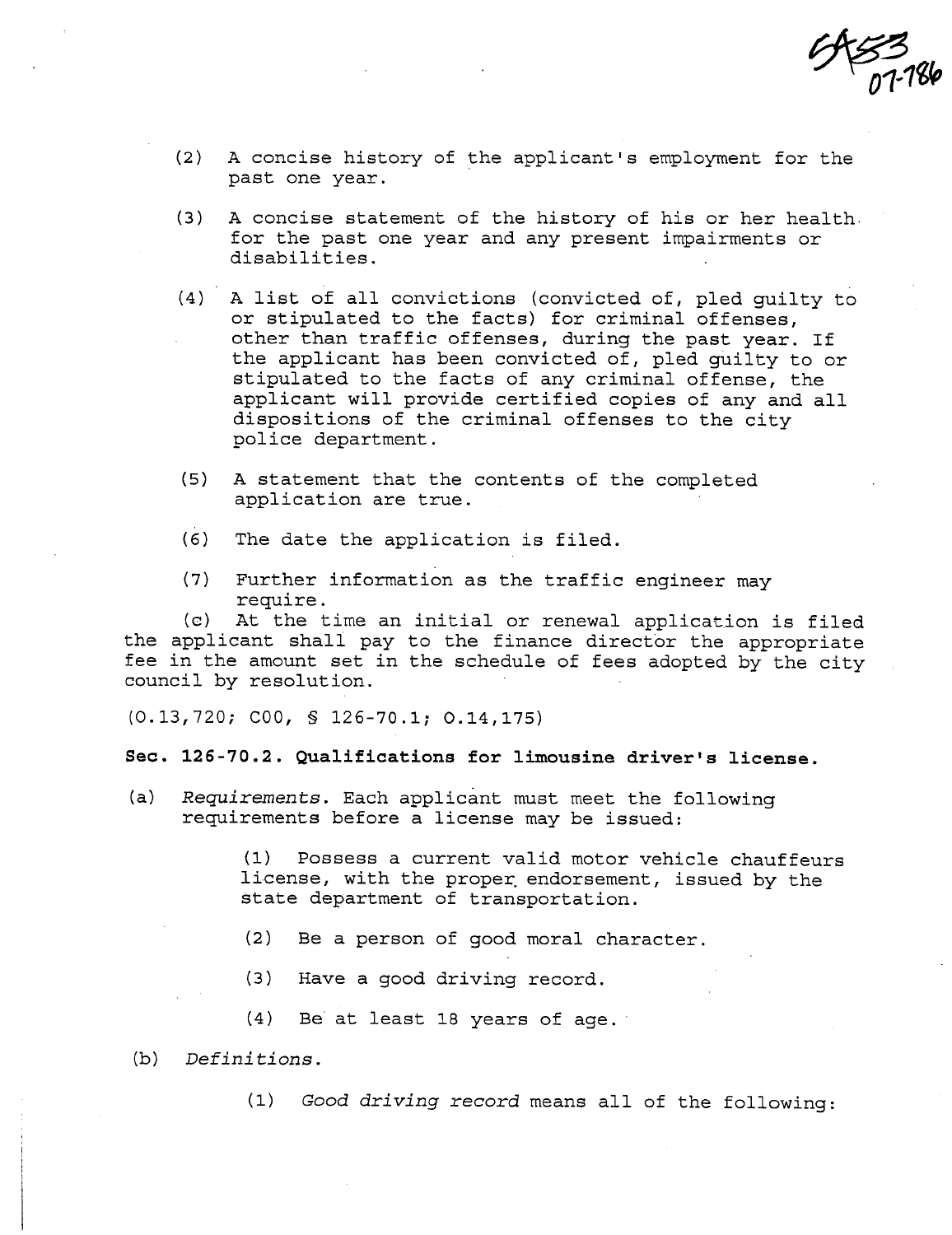(2) A concise history of the applicant's employment for the past one year.

(3) A concise statement of the history of his or her health for the past one year and any present impairments or disabilities.

(4) A list of all convictions (convicted of, pled guilty to or stipulated to the facts) for criminal offenses, other than traffic offenses, during the past year. If the applicant has been convicted of, pled guilty to or stipulated to the facts of any criminal offense, the applicant will provide certified copies of any and all dispositions of the criminal offenses to the city police department.

(5) A statement that the contents of the completed application are true.

(6) The date the application is filed.

(7) Further information as the traffic engineer may require.

(c) At the time an initial or renewal application is filed the applicant shall pay to the finance director the appropriate fee in the amount set in the schedule of fees adopted by the city council by resolution.

(O.13,720; COO, § 126-70.1; O.14,175)

**Sec. 126-70.2. Qualifications for limousine driver's license.**

(a) *Requirements.* Each applicant must meet the following requirements before a license may be issued:

(1) Possess a current valid motor vehicle chauffeurs license, with the proper endorsement, issued by the state department of transportation.

(2) Be a person of good moral character.

(3) Have a good driving record.

(4) Be at least 18 years of age.

(b) *Definitions.*

(1) *Good driving record* means all of the following: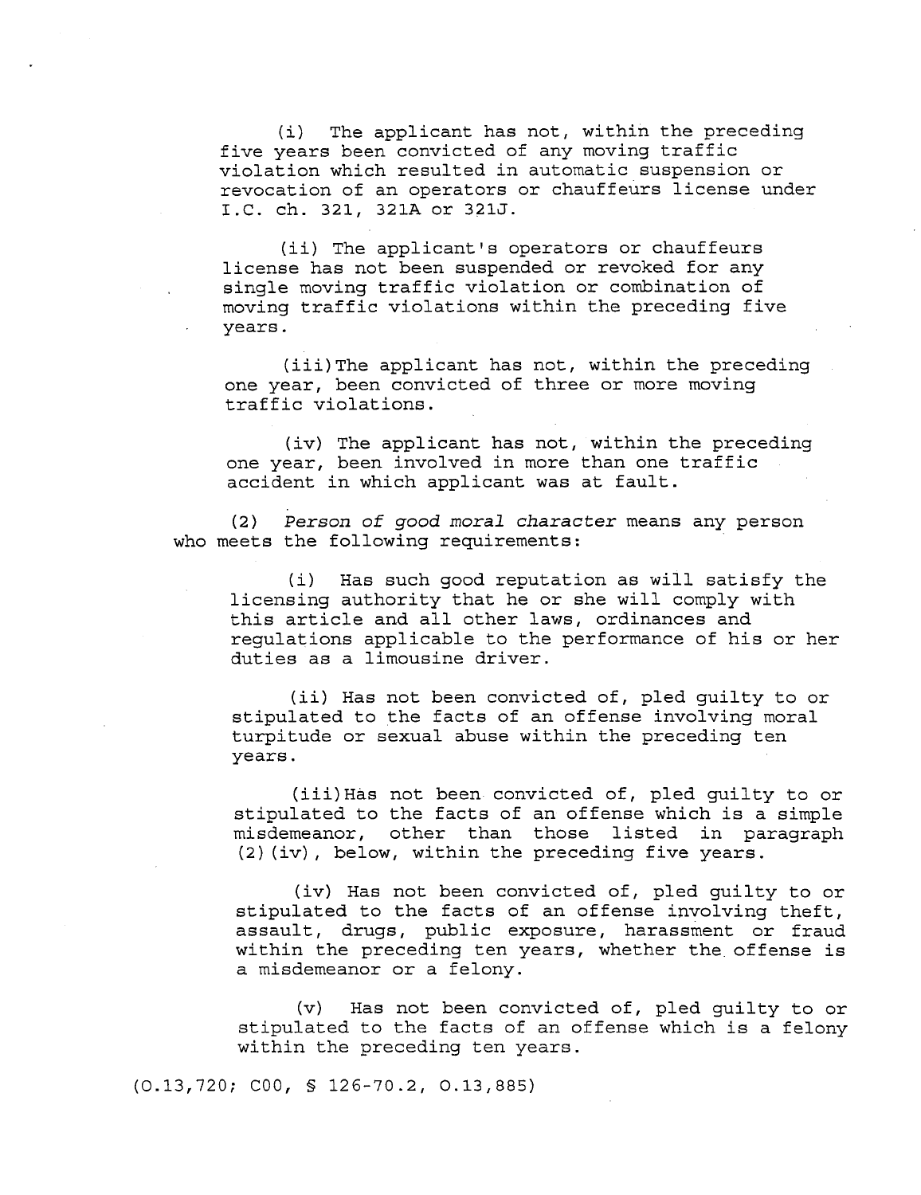(i) The applicant has not, within the preceding five years been convicted of any moving traffic violation which resulted in automatic suspension or revocation of an operators or chauffeurs license under I.C. ch. 321, 321A or 321J.

(ii) The applicant's operators or chauffeurs license has not been suspended or revoked for any single moving traffic violation or combination of moving traffic violations within the preceding five years.

(iii) The applicant has not, within the preceding one year, been convicted of three or more moving traffic violations.

(iv) The applicant has not, within the preceding one year, been involved in more than one traffic accident in which applicant was at fault.

(2) *Person of good moral character* means any person who meets the following requirements:

(i) Has such good reputation as will satisfy the licensing authority that he or she will comply with this article and all other laws, ordinances and regulations applicable to the performance of his or her duties as a limousine driver.

(ii) Has not been convicted of, pled guilty to or stipulated to the facts of an offense involving moral turpitude or sexual abuse within the preceding ten years.

(iii) Has not been convicted of, pled guilty to or stipulated to the facts of an offense which is a simple misdemeanor, other than those listed in paragraph (2)(iv), below, within the preceding five years.

(iv) Has not been convicted of, pled guilty to or stipulated to the facts of an offense involving theft, assault, drugs, public exposure, harassment or fraud within the preceding ten years, whether the offense is a misdemeanor or a felony.

(v) Has not been convicted of, pled guilty to or stipulated to the facts of an offense which is a felony within the preceding ten years.

(O.13,720; C00, § 126-70.2, O.13,885)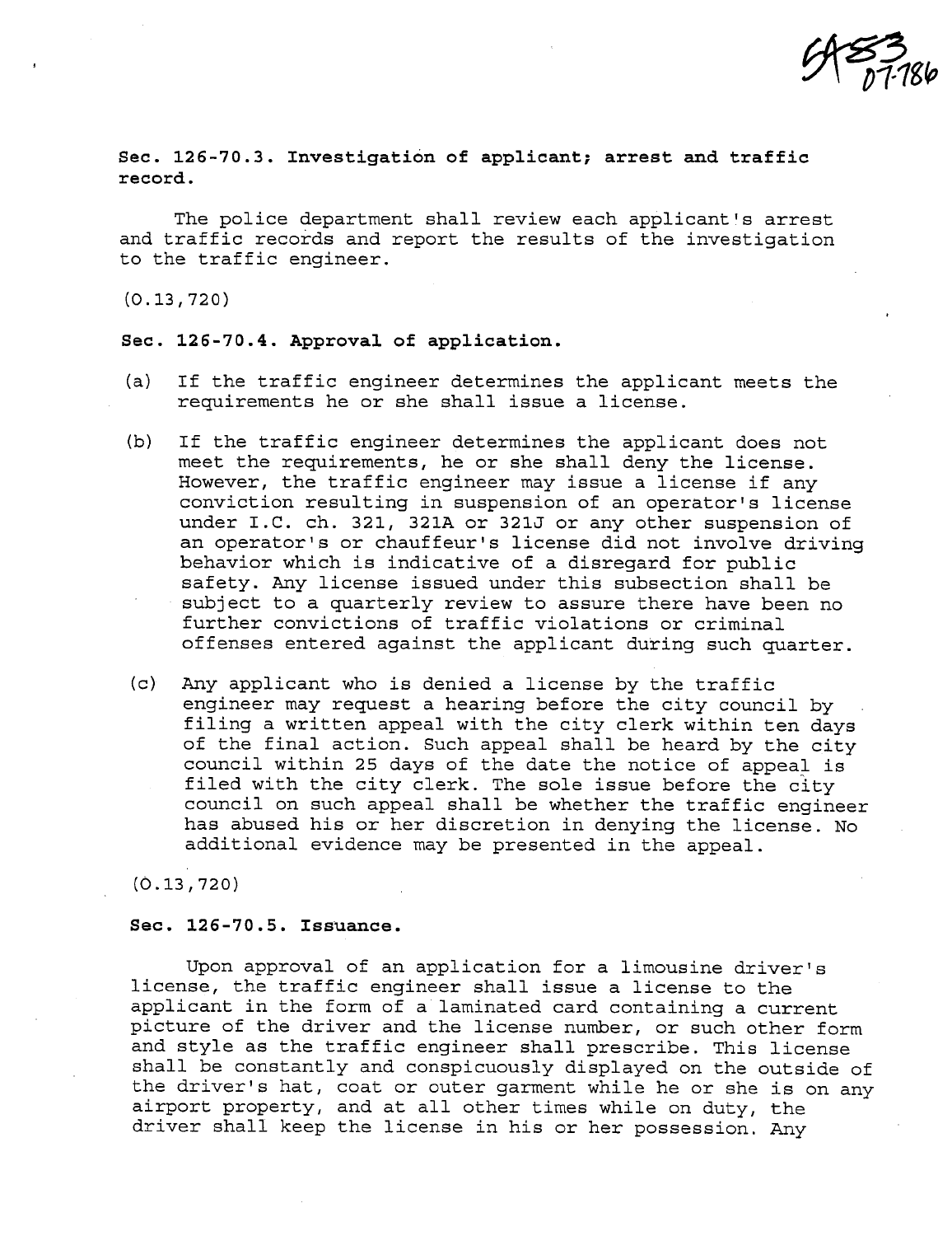5A53 07-786

**Sec. 126-70.3. Investigation of applicant; arrest and traffic record.**

The police department shall review each applicant's arrest and traffic records and report the results of the investigation to the traffic engineer.

(O.13,720)

**Sec. 126-70.4. Approval of application.**

(a) If the traffic engineer determines the applicant meets the requirements he or she shall issue a license.

(b) If the traffic engineer determines the applicant does not meet the requirements, he or she shall deny the license. However, the traffic engineer may issue a license if any conviction resulting in suspension of an operator's license under I.C. ch. 321, 321A or 321J or any other suspension of an operator's or chauffeur's license did not involve driving behavior which is indicative of a disregard for public safety. Any license issued under this subsection shall be subject to a quarterly review to assure there have been no further convictions of traffic violations or criminal offenses entered against the applicant during such quarter.

(c) Any applicant who is denied a license by the traffic engineer may request a hearing before the city council by filing a written appeal with the city clerk within ten days of the final action. Such appeal shall be heard by the city council within 25 days of the date the notice of appeal is filed with the city clerk. The sole issue before the city council on such appeal shall be whether the traffic engineer has abused his or her discretion in denying the license. No additional evidence may be presented in the appeal.

(O.13,720)

**Sec. 126-70.5. Issuance.**

Upon approval of an application for a limousine driver's license, the traffic engineer shall issue a license to the applicant in the form of a laminated card containing a current picture of the driver and the license number, or such other form and style as the traffic engineer shall prescribe. This license shall be constantly and conspicuously displayed on the outside of the driver's hat, coat or outer garment while he or she is on any airport property, and at all other times while on duty, the driver shall keep the license in his or her possession. Any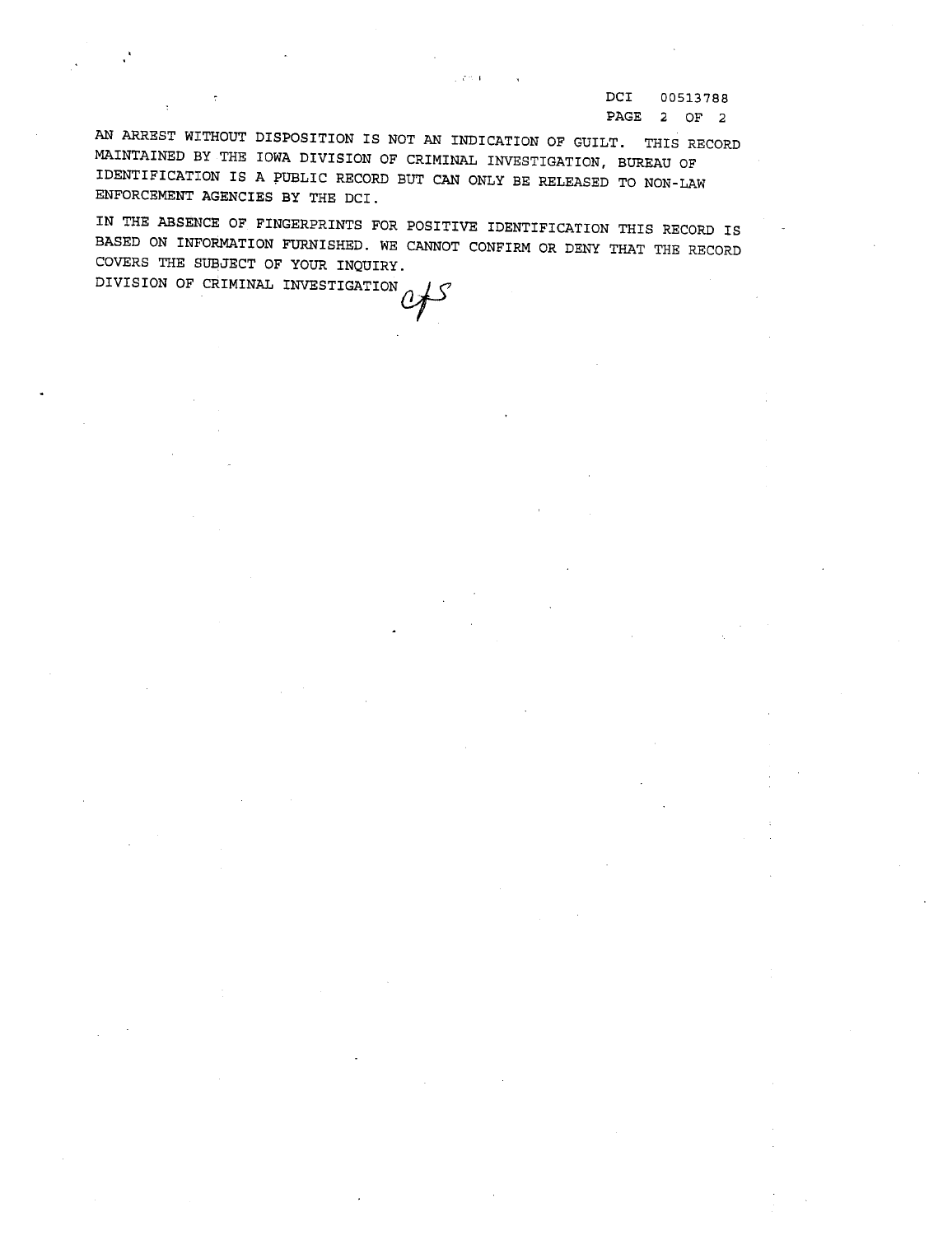DCI 00513788

AN ARREST WITHOUT DISPOSITION IS NOT AN INDICATION OF GUILT. THIS RECORD MAINTAINED BY THE IOWA DIVISION OF CRIMINAL INVESTIGATION, BUREAU OF IDENTIFICATION IS A PUBLIC RECORD BUT CAN ONLY BE RELEASED TO NON-LAW ENFORCEMENT AGENCIES BY THE DCI.

IN THE ABSENCE OF FINGERPRINTS FOR POSITIVE IDENTIFICATION THIS RECORD IS BASED ON INFORMATION FURNISHED. WE CANNOT CONFIRM OR DENY THAT THE RECORD COVERS THE SUBJECT OF YOUR INQUIRY.

DIVISION OF CRIMINAL INVESTIGATION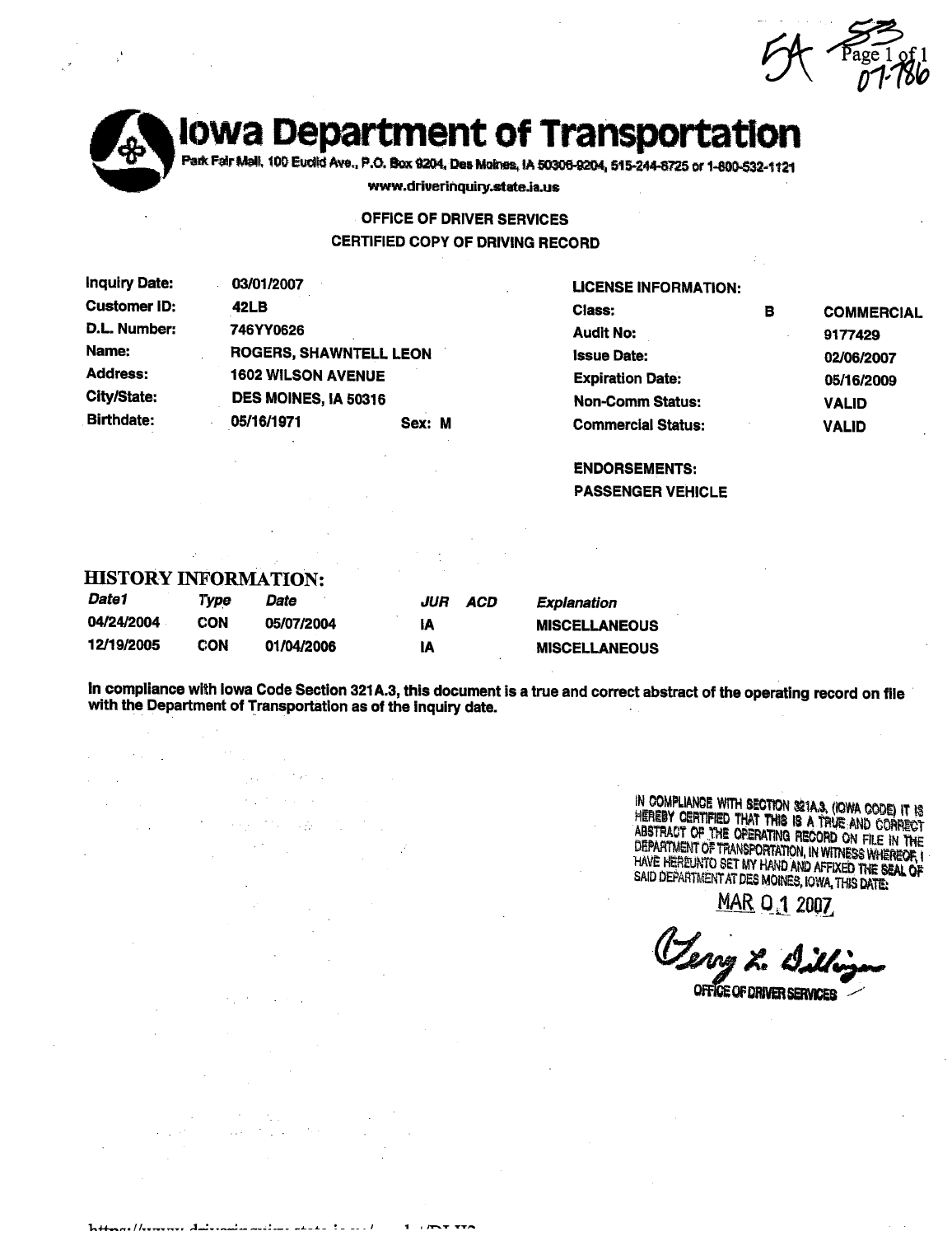5A 53 07-786

# Iowa Department of Transportation

Park Fair Mall, 100 Euclid Ave., P.O. Box 9204, Des Moines, IA 50306-9204, 515-244-8725 or 1-800-532-1121

www.driverinquiry.state.ia.us

OFFICE OF DRIVER SERVICES

CERTIFIED COPY OF DRIVING RECORD

| | | | |
|---|---|---|---|
| **Inquiry Date:** | 03/01/2007 | | |
| **Customer ID:** | 42LB | | |
| **D.L. Number:** | 746YY0626 | | |
| **Name:** | ROGERS, SHAWNTELL LEON | | |
| **Address:** | 1602 WILSON AVENUE | | |
| **City/State:** | DES MOINES, IA 50316 | | |
| **Birthdate:** | 05/16/1971 | **Sex:** | M |

**LICENSE INFORMATION:**

| | | |
|---|---|---|
| **Class:** | B | COMMERCIAL |
| **Audit No:** | | 9177429 |
| **Issue Date:** | | 02/06/2007 |
| **Expiration Date:** | | 05/16/2009 |
| **Non-Comm Status:** | | VALID |
| **Commercial Status:** | | VALID |

**ENDORSEMENTS:**

PASSENGER VEHICLE

## HISTORY INFORMATION:

| *Date1* | *Type* | *Date* | *JUR* | *ACD* | *Explanation* |
|---|---|---|---|---|---|
| 04/24/2004 | CON | 05/07/2004 | IA | | MISCELLANEOUS |
| 12/19/2005 | CON | 01/04/2006 | IA | | MISCELLANEOUS |

**In compliance with Iowa Code Section 321A.3, this document is a true and correct abstract of the operating record on file with the Department of Transportation as of the inquiry date.**

IN COMPLIANCE WITH SECTION 321A.3, (IOWA CODE) IT IS HEREBY CERTIFIED THAT THIS IS A TRUE AND CORRECT ABSTRACT OF THE OPERATING RECORD ON FILE IN THE DEPARTMENT OF TRANSPORTATION, IN WITNESS WHEREOF, I HAVE HEREUNTO SET MY HAND AND AFFIXED THE SEAL OF SAID DEPARTMENT AT DES MOINES, IOWA, THIS DATE:

MAR 01 2007

Terry L. Dillinger

OFFICE OF DRIVER SERVICES